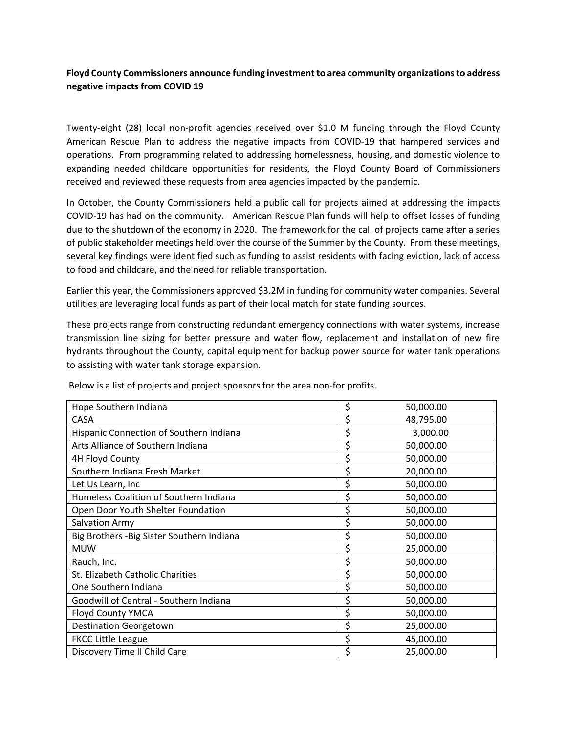**Floyd County Commissioners announce funding investment to area community organizations to address negative impacts from COVID 19**

Twenty-eight (28) local non-profit agencies received over $1.0 M funding through the Floyd County American Rescue Plan to address the negative impacts from COVID-19 that hampered services and operations. From programming related to addressing homelessness, housing, and domestic violence to expanding needed childcare opportunities for residents, the Floyd County Board of Commissioners received and reviewed these requests from area agencies impacted by the pandemic.

In October, the County Commissioners held a public call for projects aimed at addressing the impacts COVID-19 has had on the community. American Rescue Plan funds will help to offset losses of funding due to the shutdown of the economy in 2020. The framework for the call of projects came after a series of public stakeholder meetings held over the course of the Summer by the County. From these meetings, several key findings were identified such as funding to assist residents with facing eviction, lack of access to food and childcare, and the need for reliable transportation.

Earlier this year, the Commissioners approved $3.2M in funding for community water companies. Several utilities are leveraging local funds as part of their local match for state funding sources.

These projects range from constructing redundant emergency connections with water systems, increase transmission line sizing for better pressure and water flow, replacement and installation of new fire hydrants throughout the County, capital equipment for backup power source for water tank operations to assisting with water tank storage expansion.

Below is a list of projects and project sponsors for the area non-for profits.

| | |
|---|---|
| Hope Southern Indiana | $ 50,000.00 |
| CASA | $ 48,795.00 |
| Hispanic Connection of Southern Indiana | $ 3,000.00 |
| Arts Alliance of Southern Indiana | $ 50,000.00 |
| 4H Floyd County | $ 50,000.00 |
| Southern Indiana Fresh Market | $ 20,000.00 |
| Let Us Learn, Inc | $ 50,000.00 |
| Homeless Coalition of Southern Indiana | $ 50,000.00 |
| Open Door Youth Shelter Foundation | $ 50,000.00 |
| Salvation Army | $ 50,000.00 |
| Big Brothers -Big Sister Southern Indiana | $ 50,000.00 |
| MUW | $ 25,000.00 |
| Rauch, Inc. | $ 50,000.00 |
| St. Elizabeth Catholic Charities | $ 50,000.00 |
| One Southern Indiana | $ 50,000.00 |
| Goodwill of Central - Southern Indiana | $ 50,000.00 |
| Floyd County YMCA | $ 50,000.00 |
| Destination Georgetown | $ 25,000.00 |
| FKCC Little League | $ 45,000.00 |
| Discovery Time II Child Care | $ 25,000.00 |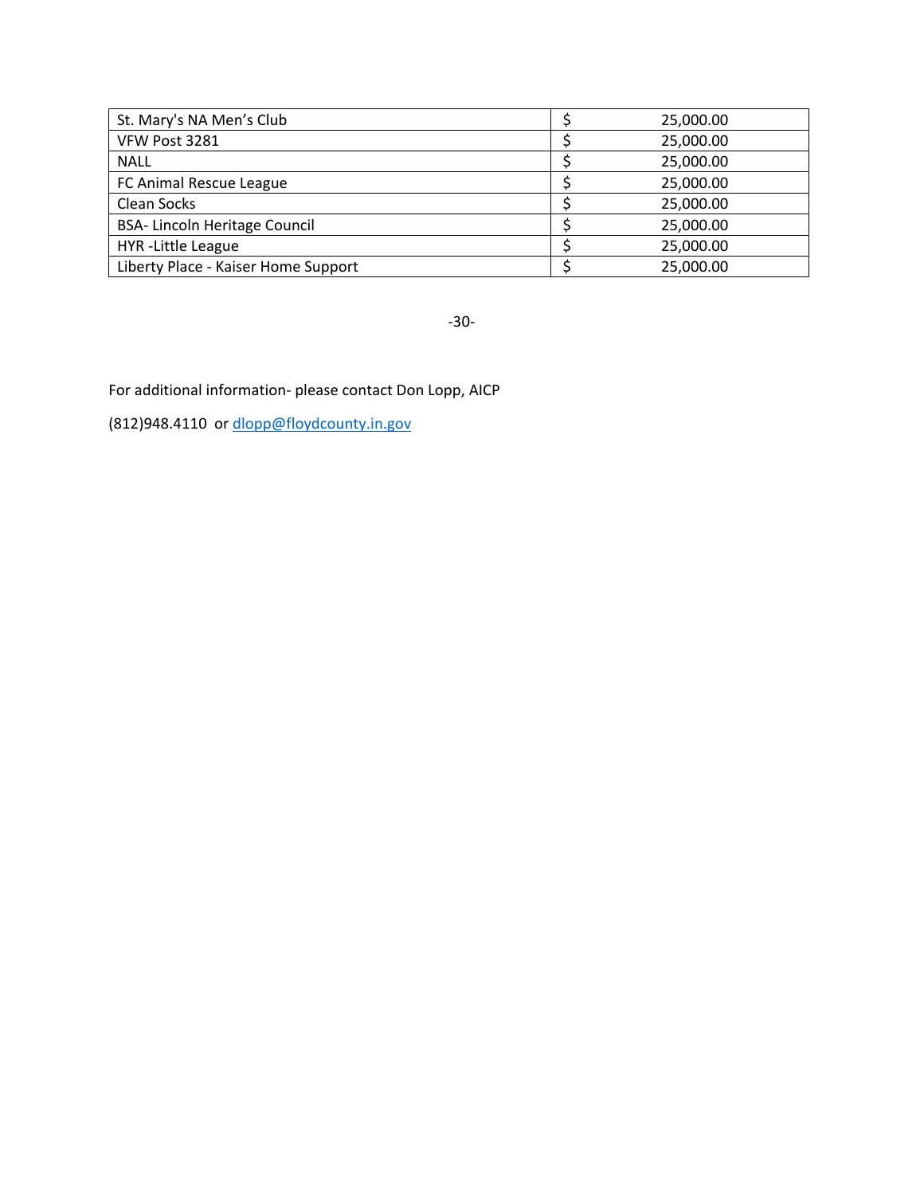| | | |
|---|---|---|
| St. Mary's NA Men's Club | $ | 25,000.00 |
| VFW Post 3281 | $ | 25,000.00 |
| NALL | $ | 25,000.00 |
| FC Animal Rescue League | $ | 25,000.00 |
| Clean Socks | $ | 25,000.00 |
| BSA- Lincoln Heritage Council | $ | 25,000.00 |
| HYR -Little League | $ | 25,000.00 |
| Liberty Place - Kaiser Home Support | $ | 25,000.00 |

-30-

For additional information- please contact Don Lopp, AICP

(812)948.4110 or dlopp@floydcounty.in.gov